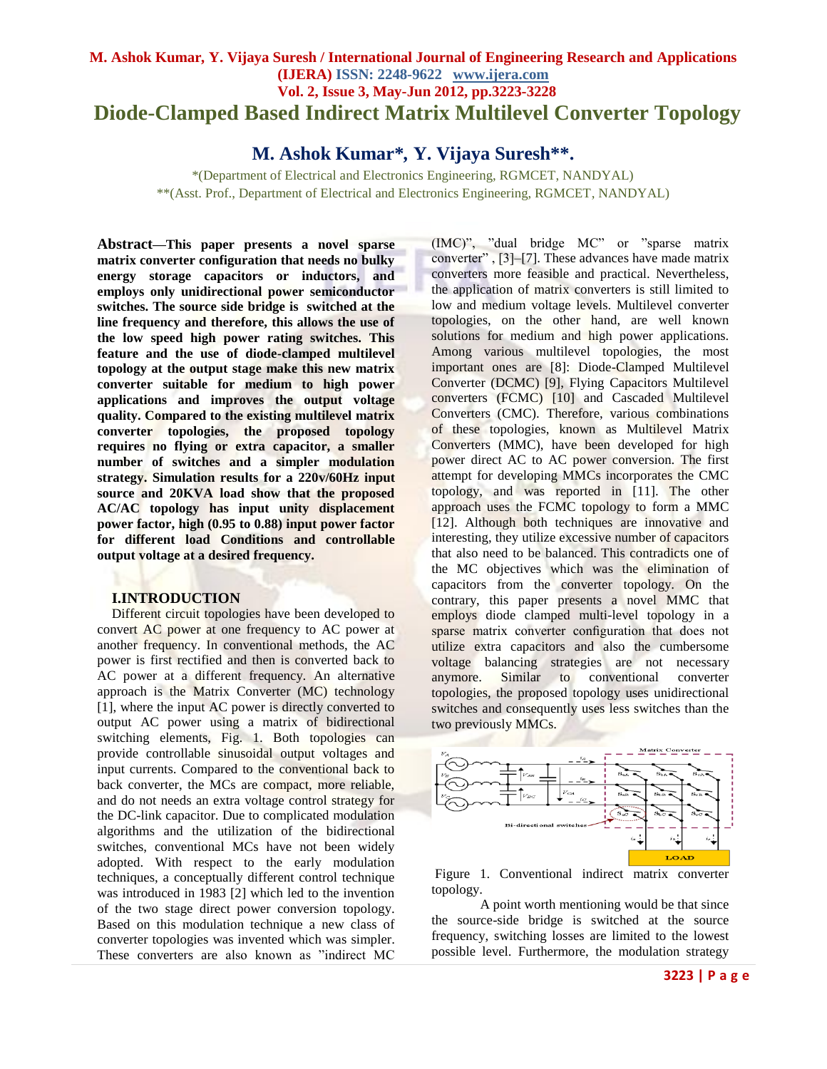# Diode-Clamped Based Indirect Matrix Multilevel Converter Topology

## M. Ashok Kumar*, Y. Vijaya Suresh**.

*(Department of Electrical and Electronics Engineering, RGMCET, NANDYAL)
**(Asst. Prof., Department of Electrical and Electronics Engineering, RGMCET, NANDYAL)

**Abstract—This paper presents a novel sparse matrix converter configuration that needs no bulky energy storage capacitors or inductors, and employs only unidirectional power semiconductor switches. The source side bridge is switched at the line frequency and therefore, this allows the use of the low speed high power rating switches. This feature and the use of diode-clamped multilevel topology at the output stage make this new matrix converter suitable for medium to high power applications and improves the output voltage quality. Compared to the existing multilevel matrix converter topologies, the proposed topology requires no flying or extra capacitor, a smaller number of switches and a simpler modulation strategy. Simulation results for a 220v/60Hz input source and 20KVA load show that the proposed AC/AC topology has input unity displacement power factor, high (0.95 to 0.88) input power factor for different load Conditions and controllable output voltage at a desired frequency.**

## I.INTRODUCTION

Different circuit topologies have been developed to convert AC power at one frequency to AC power at another frequency. In conventional methods, the AC power is first rectified and then is converted back to AC power at a different frequency. An alternative approach is the Matrix Converter (MC) technology [1], where the input AC power is directly converted to output AC power using a matrix of bidirectional switching elements, Fig. 1. Both topologies can provide controllable sinusoidal output voltages and input currents. Compared to the conventional back to back converter, the MCs are compact, more reliable, and do not needs an extra voltage control strategy for the DC-link capacitor. Due to complicated modulation algorithms and the utilization of the bidirectional switches, conventional MCs have not been widely adopted. With respect to the early modulation techniques, a conceptually different control technique was introduced in 1983 [2] which led to the invention of the two stage direct power conversion topology. Based on this modulation technique a new class of converter topologies was invented which was simpler. These converters are also known as "indirect MC (IMC)", "dual bridge MC" or "sparse matrix converter" , [3]–[7]. These advances have made matrix converters more feasible and practical. Nevertheless, the application of matrix converters is still limited to low and medium voltage levels. Multilevel converter topologies, on the other hand, are well known solutions for medium and high power applications. Among various multilevel topologies, the most important ones are [8]: Diode-Clamped Multilevel Converter (DCMC) [9], Flying Capacitors Multilevel converters (FCMC) [10] and Cascaded Multilevel Converters (CMC). Therefore, various combinations of these topologies, known as Multilevel Matrix Converters (MMC), have been developed for high power direct AC to AC power conversion. The first attempt for developing MMCs incorporates the CMC topology, and was reported in [11]. The other approach uses the FCMC topology to form a MMC [12]. Although both techniques are innovative and interesting, they utilize excessive number of capacitors that also need to be balanced. This contradicts one of the MC objectives which was the elimination of capacitors from the converter topology. On the contrary, this paper presents a novel MMC that employs diode clamped multi-level topology in a sparse matrix converter configuration that does not utilize extra capacitors and also the cumbersome voltage balancing strategies are not necessary anymore. Similar to conventional converter topologies, the proposed topology uses unidirectional switches and consequently uses less switches than the two previously MMCs.

Figure 1. Conventional indirect matrix converter topology.

A point worth mentioning would be that since the source-side bridge is switched at the source frequency, switching losses are limited to the lowest possible level. Furthermore, the modulation strategy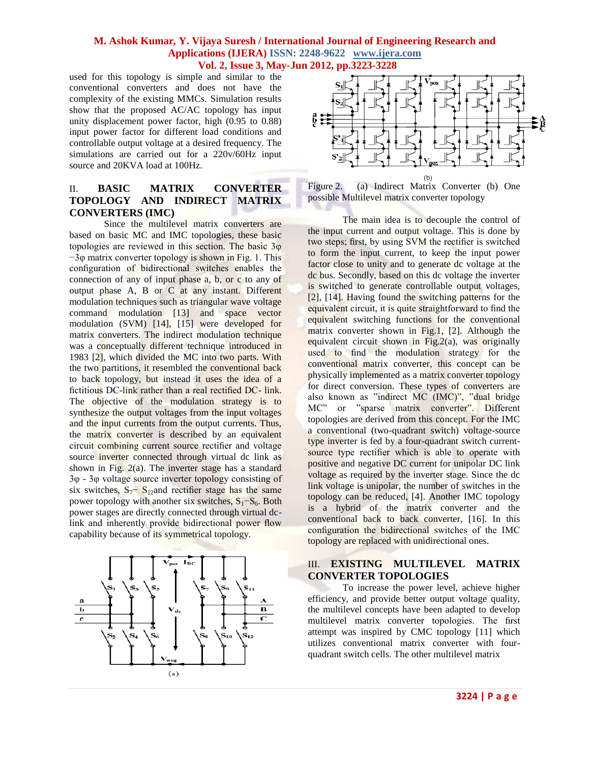used for this topology is simple and similar to the conventional converters and does not have the complexity of the existing MMCs. Simulation results show that the proposed AC/AC topology has input unity displacement power factor, high (0.95 to 0.88) input power factor for different load conditions and controllable output voltage at a desired frequency. The simulations are carried out for a 220v/60Hz input source and 20KVA load at 100Hz.

## II. BASIC MATRIX CONVERTER TOPOLOGY AND INDIRECT MATRIX CONVERTERS (IMC)

Since the multilevel matrix converters are based on basic MC and IMC topologies, these basic topologies are reviewed in this section. The basic 3φ −3φ matrix converter topology is shown in Fig. 1. This configuration of bidirectional switches enables the connection of any of input phase a, b, or c to any of output phase A, B or C at any instant. Different modulation techniques such as triangular wave voltage command modulation [13] and space vector modulation (SVM) [14], [15] were developed for matrix converters. The indirect modulation technique was a conceptually different technique introduced in 1983 [2], which divided the MC into two parts. With the two partitions, it resembled the conventional back to back topology, but instead it uses the idea of a fictitious DC-link rather than a real rectified DC- link. The objective of the modulation strategy is to synthesize the output voltages from the input voltages and the input currents from the output currents. Thus, the matrix converter is described by an equivalent circuit combining current source rectifier and voltage source inverter connected through virtual dc link as shown in Fig. 2(a). The inverter stage has a standard 3φ - 3φ voltage source inverter topology consisting of six switches, $S_7 - S_{12}$ and rectifier stage has the same power topology with another six switches, $S_1 - S_6$. Both power stages are directly connected through virtual dc-link and inherently provide bidirectional power flow capability because of its symmetrical topology.

Figure 2. (a) Indirect Matrix Converter (b) One possible Multilevel matrix converter topology

The main idea is to decouple the control of the input current and output voltage. This is done by two steps; first, by using SVM the rectifier is switched to form the input current, to keep the input power factor close to unity and to generate dc voltage at the dc bus. Secondly, based on this dc voltage the inverter is switched to generate controllable output voltages, [2], [14]. Having found the switching patterns for the equivalent circuit, it is quite straightforward to find the equivalent switching functions for the conventional matrix converter shown in Fig.1, [2]. Although the equivalent circuit shown in Fig.2(a), was originally used to find the modulation strategy for the conventional matrix converter, this concept can be physically implemented as a matrix converter topology for direct conversion. These types of converters are also known as "indirect MC (IMC)", "dual bridge MC" or "sparse matrix converter". Different topologies are derived from this concept. For the IMC a conventional (two-quadrant switch) voltage-source type inverter is fed by a four-quadrant switch current-source type rectifier which is able to operate with positive and negative DC current for unipolar DC link voltage as required by the inverter stage. Since the dc link voltage is unipolar, the number of switches in the topology can be reduced, [4]. Another IMC topology is a hybrid of the matrix converter and the conventional back to back converter, [16]. In this configuration the bidirectional switches of the IMC topology are replaced with unidirectional ones.

## III. EXISTING MULTILEVEL MATRIX CONVERTER TOPOLOGIES

To increase the power level, achieve higher efficiency, and provide better output voltage quality, the multilevel concepts have been adapted to develop multilevel matrix converter topologies. The first attempt was inspired by CMC topology [11] which utilizes conventional matrix converter with four-quadrant switch cells. The other multilevel matrix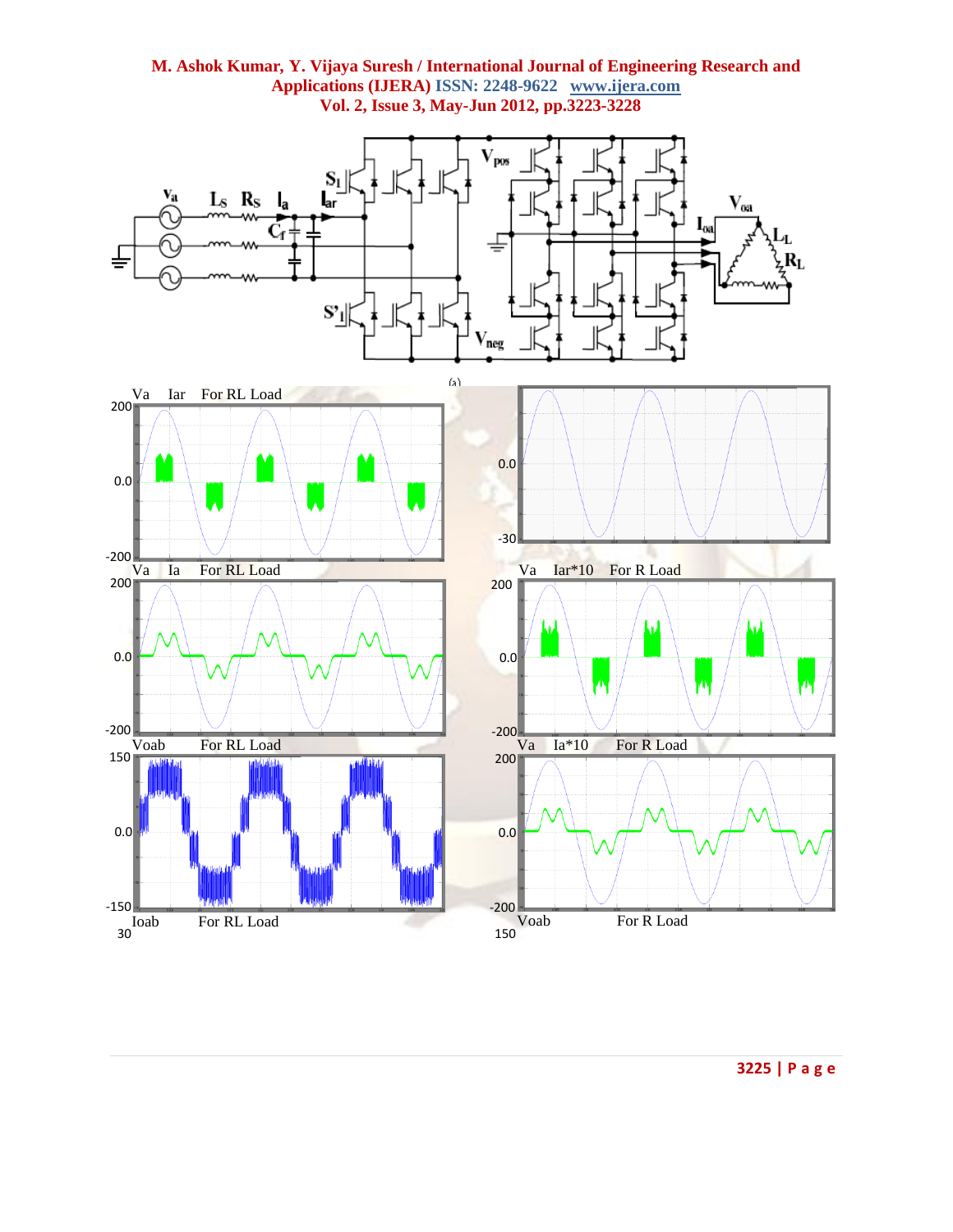(a)

Va Iar For RL Load

Va Ia For RL Load

Voab For RL Load

Ioab For RL Load

Va Iar*10 For R Load

Va Ia*10 For R Load

Voab For R Load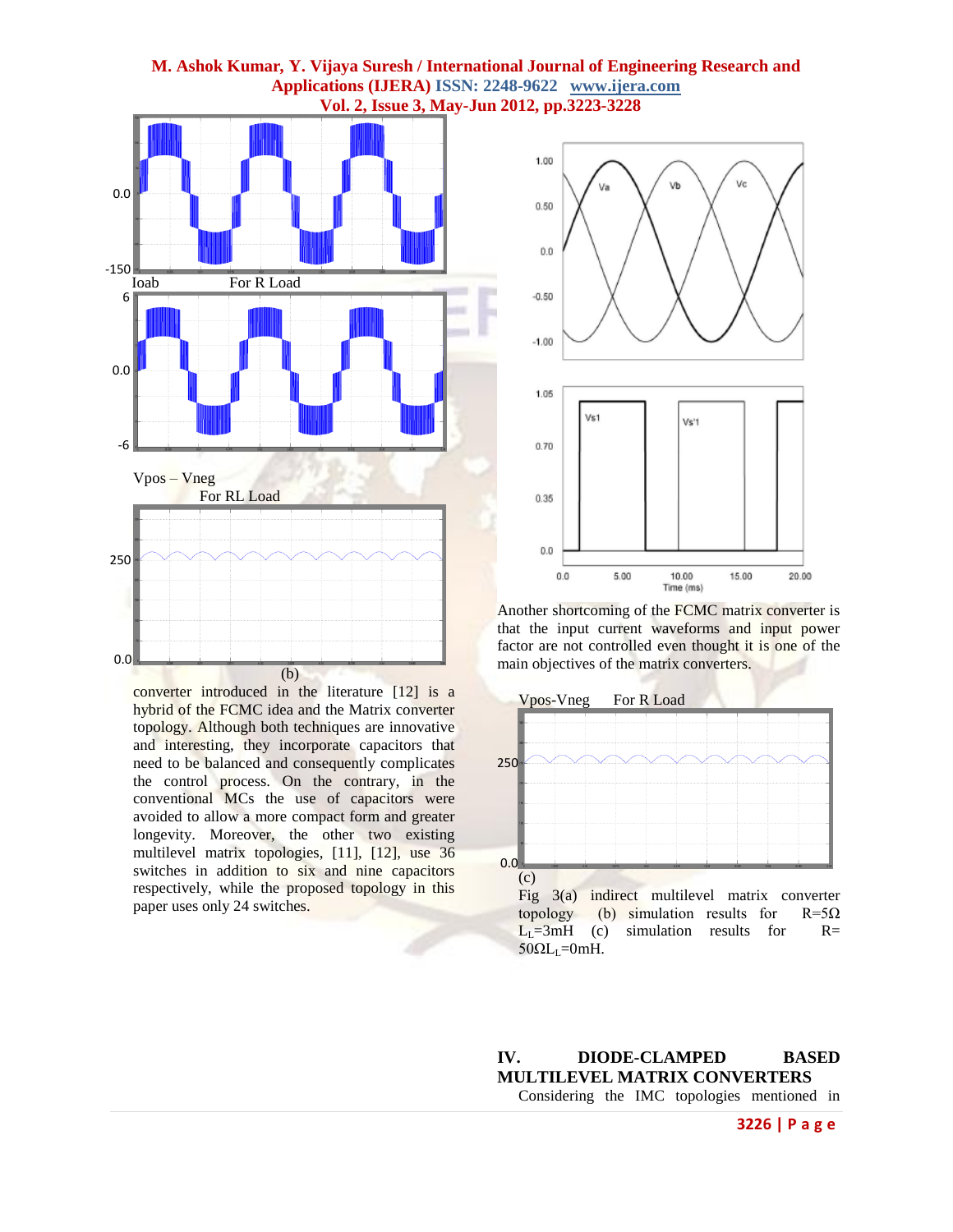Ioab For R Load

Vpos – Vneg
For RL Load

(b)

converter introduced in the literature [12] is a hybrid of the FCMC idea and the Matrix converter topology. Although both techniques are innovative and interesting, they incorporate capacitors that need to be balanced and consequently complicates the control process. On the contrary, in the conventional MCs the use of capacitors were avoided to allow a more compact form and greater longevity. Moreover, the other two existing multilevel matrix topologies, [11], [12], use 36 switches in addition to six and nine capacitors respectively, while the proposed topology in this paper uses only 24 switches.

Another shortcoming of the FCMC matrix converter is that the input current waveforms and input power factor are not controlled even thought it is one of the main objectives of the matrix converters.

Vpos-Vneg For R Load

(c)

Fig 3(a) indirect multilevel matrix converter topology (b) simulation results for $R=5\Omega$ $L_L=3mH$ (c) simulation results for $R=50\Omega L_L=0mH$.

## IV. DIODE-CLAMPED BASED MULTILEVEL MATRIX CONVERTERS

Considering the IMC topologies mentioned in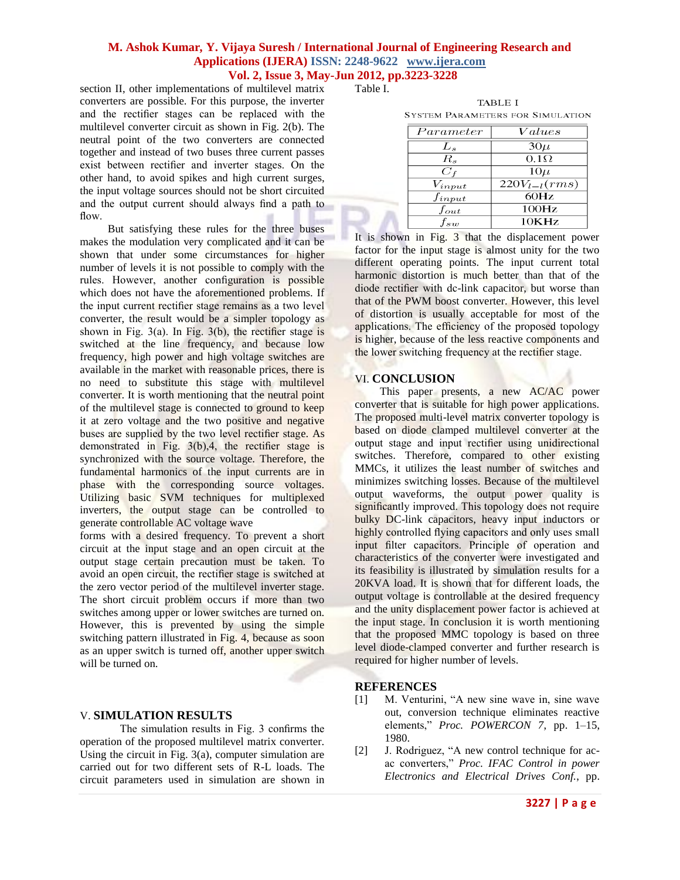section II, other implementations of multilevel matrix converters are possible. For this purpose, the inverter and the rectifier stages can be replaced with the multilevel converter circuit as shown in Fig. 2(b). The neutral point of the two converters are connected together and instead of two buses three current passes exist between rectifier and inverter stages. On the other hand, to avoid spikes and high current surges, the input voltage sources should not be short circuited and the output current should always find a path to flow.

But satisfying these rules for the three buses makes the modulation very complicated and it can be shown that under some circumstances for higher number of levels it is not possible to comply with the rules. However, another configuration is possible which does not have the aforementioned problems. If the input current rectifier stage remains as a two level converter, the result would be a simpler topology as shown in Fig. 3(a). In Fig. 3(b), the rectifier stage is switched at the line frequency, and because low frequency, high power and high voltage switches are available in the market with reasonable prices, there is no need to substitute this stage with multilevel converter. It is worth mentioning that the neutral point of the multilevel stage is connected to ground to keep it at zero voltage and the two positive and negative buses are supplied by the two level rectifier stage. As demonstrated in Fig. 3(b),4, the rectifier stage is synchronized with the source voltage. Therefore, the fundamental harmonics of the input currents are in phase with the corresponding source voltages. Utilizing basic SVM techniques for multiplexed inverters, the output stage can be controlled to generate controllable AC voltage wave forms with a desired frequency. To prevent a short circuit at the input stage and an open circuit at the output stage certain precaution must be taken. To avoid an open circuit, the rectifier stage is switched at the zero vector period of the multilevel inverter stage. The short circuit problem occurs if more than two switches among upper or lower switches are turned on. However, this is prevented by using the simple switching pattern illustrated in Fig. 4, because as soon as an upper switch is turned off, another upper switch will be turned on.

## V. SIMULATION RESULTS

The simulation results in Fig. 3 confirms the operation of the proposed multilevel matrix converter. Using the circuit in Fig. 3(a), computer simulation are carried out for two different sets of R-L loads. The circuit parameters used in simulation are shown in Table I.

TABLE I
SYSTEM PARAMETERS FOR SIMULATION

| $Parameter$ | $Values$ |
|---|---|
| $L_s$ | $30\mu$ |
| $R_s$ | $0.1\Omega$ |
| $C_f$ | $10\mu$ |
| $V_{input}$ | $220V_{l-l}(rms)$ |
| $f_{input}$ | 60Hz |
| $f_{out}$ | 100Hz |
| $f_{sw}$ | 10KHz |

It is shown in Fig. 3 that the displacement power factor for the input stage is almost unity for the two different operating points. The input current total harmonic distortion is much better than that of the diode rectifier with dc-link capacitor, but worse than that of the PWM boost converter. However, this level of distortion is usually acceptable for most of the applications. The efficiency of the proposed topology is higher, because of the less reactive components and the lower switching frequency at the rectifier stage.

## VI. CONCLUSION

This paper presents, a new AC/AC power converter that is suitable for high power applications. The proposed multi-level matrix converter topology is based on diode clamped multilevel converter at the output stage and input rectifier using unidirectional switches. Therefore, compared to other existing MMCs, it utilizes the least number of switches and minimizes switching losses. Because of the multilevel output waveforms, the output power quality is significantly improved. This topology does not require bulky DC-link capacitors, heavy input inductors or highly controlled flying capacitors and only uses small input filter capacitors. Principle of operation and characteristics of the converter were investigated and its feasibility is illustrated by simulation results for a 20KVA load. It is shown that for different loads, the output voltage is controllable at the desired frequency and the unity displacement power factor is achieved at the input stage. In conclusion it is worth mentioning that the proposed MMC topology is based on three level diode-clamped converter and further research is required for higher number of levels.

## REFERENCES

[1] M. Venturini, "A new sine wave in, sine wave out, conversion technique eliminates reactive elements," *Proc. POWERCON 7*, pp. 1–15, 1980.

[2] J. Rodriguez, "A new control technique for ac-ac converters," *Proc. IFAC Control in power Electronics and Electrical Drives Conf.*, pp.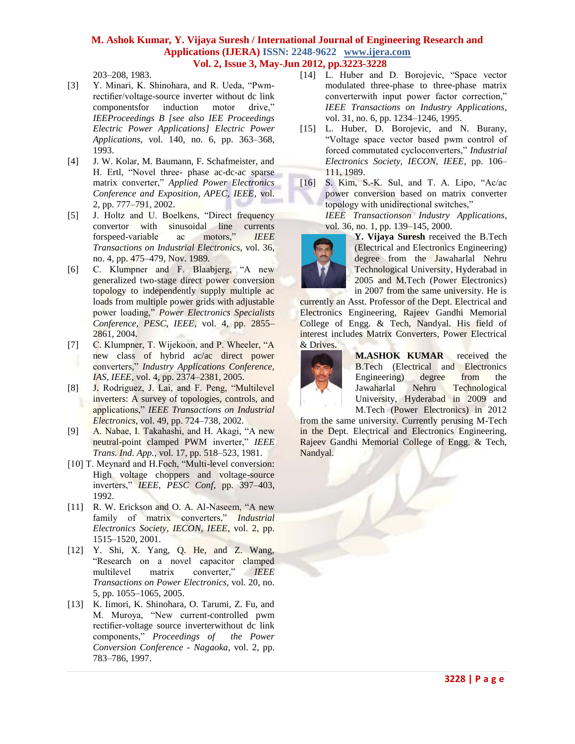203–208, 1983.

[3] Y. Minari, K. Shinohara, and R. Ueda, "Pwm-rectifier/voltage-source inverter without dc link componentsfor induction motor drive," *IEEProceedings B [see also IEE Proceedings Electric Power Applications] Electric Power Applications*, vol. 140, no. 6, pp. 363–368, 1993.

[4] J. W. Kolar, M. Baumann, F. Schafmeister, and H. Ertl, "Novel three- phase ac-dc-ac sparse matrix converter," *Applied Power Electronics Conference and Exposition, APEC, IEEE*, vol. 2, pp. 777–791, 2002.

[5] J. Holtz and U. Boelkens, "Direct frequency convertor with sinusoidal line currents forspeed-variable ac motors," *IEEE Transactions on Industrial Electronics*, vol. 36, no. 4, pp. 475–479, Nov. 1989.

[6] C. Klumpner and F. Blaabjerg, "A new generalized two-stage direct power conversion topology to independently supply multiple ac loads from multiple power grids with adjustable power loading," *Power Electronics Specialists Conference, PESC, IEEE*, vol. 4, pp. 2855–2861, 2004.

[7] C. Klumpner, T. Wijekoon, and P. Wheeler, "A new class of hybrid ac/ac direct power converters," *Industry Applications Conference, IAS, IEEE*, vol. 4, pp. 2374–2381, 2005.

[8] J. Rodriguez, J. Lai, and F. Peng, "Multilevel inverters: A survey of topologies, controls, and applications," *IEEE Transactions on Industrial Electronics*, vol. 49, pp. 724–738, 2002.

[9] A. Nabae, I. Takahashi, and H. Akagi, "A new neutral-point clamped PWM inverter," *IEEE Trans. Ind. App.*, vol. 17, pp. 518–523, 1981.

[10] T. Meynard and H.Foch, "Multi-level conversion: High voltage choppers and voltage-source inverters," *IEEE, PESC Conf*, pp. 397–403, 1992.

[11] R. W. Erickson and O. A. Al-Naseem, "A new family of matrix converters," *Industrial Electronics Society, IECON, IEEE*, vol. 2, pp. 1515–1520, 2001.

[12] Y. Shi, X. Yang, Q. He, and Z. Wang, "Research on a novel capacitor clamped multilevel matrix converter," *IEEE Transactions on Power Electronics*, vol. 20, no. 5, pp. 1055–1065, 2005.

[13] K. Iimori, K. Shinohara, O. Tarumi, Z. Fu, and M. Muroya, "New current-controlled pwm rectifier-voltage source inverterwithout dc link components," *Proceedings of the Power Conversion Conference - Nagaoka*, vol. 2, pp. 783–786, 1997.

[14] L. Huber and D. Borojevic, "Space vector modulated three-phase to three-phase matrix converterwith input power factor correction," *IEEE Transactions on Industry Applications*, vol. 31, no. 6, pp. 1234–1246, 1995.

[15] L. Huber, D. Borojevic, and N. Burany, "Voltage space vector based pwm control of forced commutated cycloconverters," *Industrial Electronics Society, IECON, IEEE*, pp. 106–111, 1989.

[16] S. Kim, S.-K. Sul, and T. A. Lipo, "Ac/ac power conversion based on matrix converter topology with unidirectional switches," *IEEE Transactionson Industry Applications*, vol. 36, no. 1, pp. 139–145, 2000.

**Y. Vijaya Suresh** received the B.Tech (Electrical and Electronics Engineering) degree from the Jawaharlal Nehru Technological University, Hyderabad in 2005 and M.Tech (Power Electronics) in 2007 from the same university. He is currently an Asst. Professor of the Dept. Electrical and Electronics Engineering, Rajeev Gandhi Memorial College of Engg. & Tech, Nandyal. His field of interest includes Matrix Converters, Power Electrical & Drives.

**M.ASHOK KUMAR** received the B.Tech (Electrical and Electronics Engineering) degree from the Jawaharlal Nehru Technological University, Hyderabad in 2009 and M.Tech (Power Electronics) in 2012 from the same university. Currently perusing M-Tech in the Dept. Electrical and Electronics Engineering, Rajeev Gandhi Memorial College of Engg. & Tech, Nandyal.